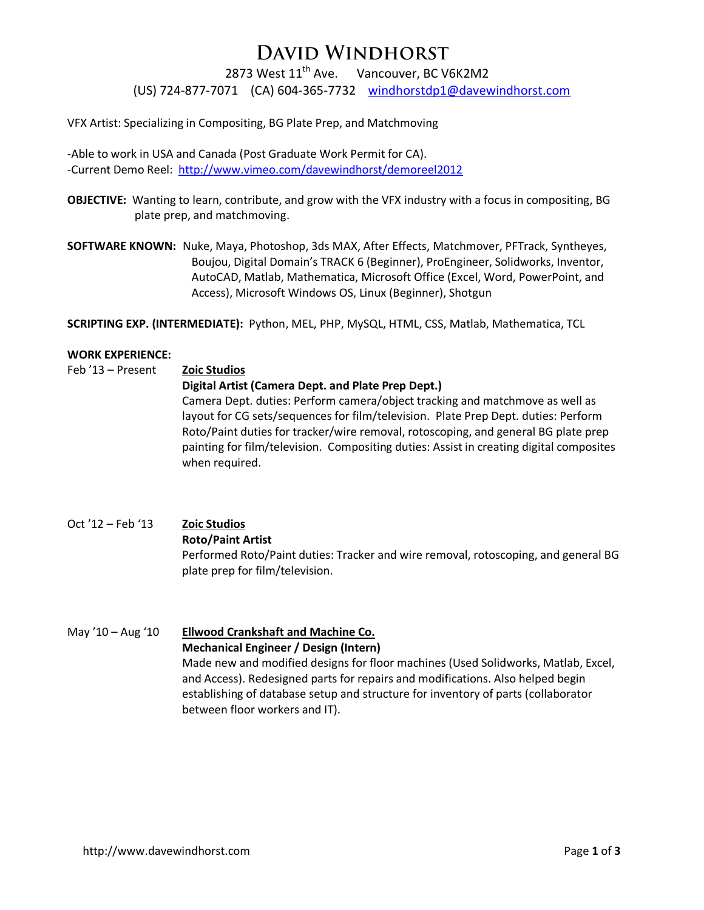# David Windhorst

2873 West 11$^{th}$ Ave.     Vancouver, BC V6K2M2

(US) 724-877-7071    (CA) 604-365-7732    [windhorstdp1@davewindhorst.com](mailto:windhorstdp1@davewindhorst.com)

VFX Artist: Specializing in Compositing, BG Plate Prep, and Matchmoving

-Able to work in USA and Canada (Post Graduate Work Permit for CA).
-Current Demo Reel: [http://www.vimeo.com/davewindhorst/demoreel2012](http://www.vimeo.com/davewindhorst/demoreel2012)

**OBJECTIVE:** Wanting to learn, contribute, and grow with the VFX industry with a focus in compositing, BG plate prep, and matchmoving.

**SOFTWARE KNOWN:** Nuke, Maya, Photoshop, 3ds MAX, After Effects, Matchmover, PFTrack, Syntheyes, Boujou, Digital Domain's TRACK 6 (Beginner), ProEngineer, Solidworks, Inventor, AutoCAD, Matlab, Mathematica, Microsoft Office (Excel, Word, PowerPoint, and Access), Microsoft Windows OS, Linux (Beginner), Shotgun

**SCRIPTING EXP. (INTERMEDIATE):** Python, MEL, PHP, MySQL, HTML, CSS, Matlab, Mathematica, TCL

**WORK EXPERIENCE:**

Feb '13 – Present **Zoic Studios**
**Digital Artist (Camera Dept. and Plate Prep Dept.)**
Camera Dept. duties: Perform camera/object tracking and matchmove as well as layout for CG sets/sequences for film/television. Plate Prep Dept. duties: Perform Roto/Paint duties for tracker/wire removal, rotoscoping, and general BG plate prep painting for film/television. Compositing duties: Assist in creating digital composites when required.

Oct '12 – Feb '13 **Zoic Studios**
**Roto/Paint Artist**
Performed Roto/Paint duties: Tracker and wire removal, rotoscoping, and general BG plate prep for film/television.

May '10 – Aug '10 **Ellwood Crankshaft and Machine Co.**
**Mechanical Engineer / Design (Intern)**
Made new and modified designs for floor machines (Used Solidworks, Matlab, Excel, and Access). Redesigned parts for repairs and modifications. Also helped begin establishing of database setup and structure for inventory of parts (collaborator between floor workers and IT).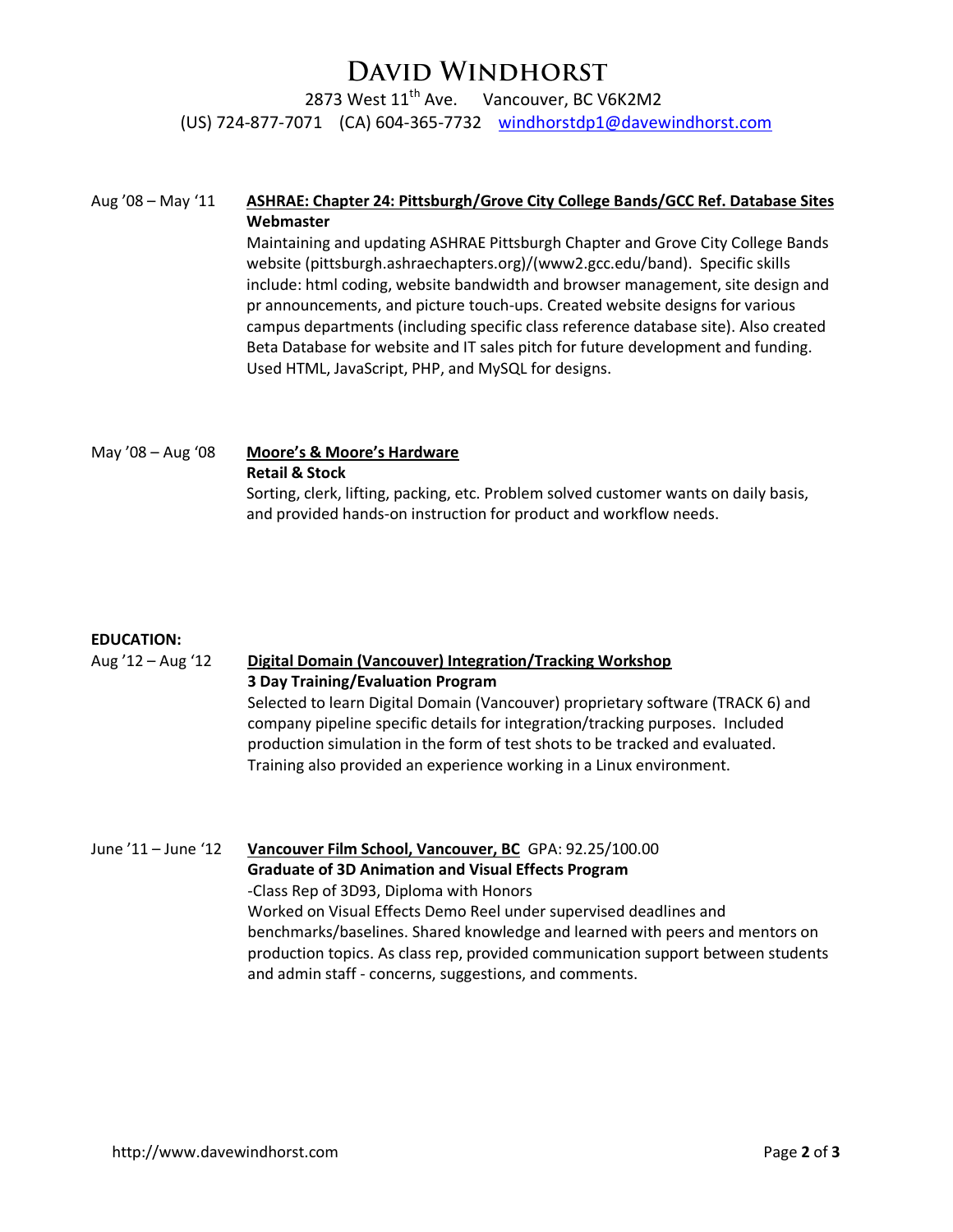# David Windhorst

2873 West 11th Ave.     Vancouver, BC V6K2M2

(US) 724-877-7071    (CA) 604-365-7732    windhorstdp1@davewindhorst.com

Aug '08 – May '11    **ASHRAE: Chapter 24: Pittsburgh/Grove City College Bands/GCC Ref. Database Sites**

**Webmaster**

Maintaining and updating ASHRAE Pittsburgh Chapter and Grove City College Bands website (pittsburgh.ashraechapters.org)/(www2.gcc.edu/band). Specific skills include: html coding, website bandwidth and browser management, site design and pr announcements, and picture touch-ups. Created website designs for various campus departments (including specific class reference database site). Also created Beta Database for website and IT sales pitch for future development and funding. Used HTML, JavaScript, PHP, and MySQL for designs.

May '08 – Aug '08    **Moore's & Moore's Hardware**

**Retail & Stock**

Sorting, clerk, lifting, packing, etc. Problem solved customer wants on daily basis, and provided hands-on instruction for product and workflow needs.

**EDUCATION:**

Aug '12 – Aug '12    **Digital Domain (Vancouver) Integration/Tracking Workshop**

**3 Day Training/Evaluation Program**

Selected to learn Digital Domain (Vancouver) proprietary software (TRACK 6) and company pipeline specific details for integration/tracking purposes. Included production simulation in the form of test shots to be tracked and evaluated. Training also provided an experience working in a Linux environment.

June '11 – June '12    **Vancouver Film School, Vancouver, BC** GPA: 92.25/100.00

**Graduate of 3D Animation and Visual Effects Program**

-Class Rep of 3D93, Diploma with Honors

Worked on Visual Effects Demo Reel under supervised deadlines and benchmarks/baselines. Shared knowledge and learned with peers and mentors on production topics. As class rep, provided communication support between students and admin staff - concerns, suggestions, and comments.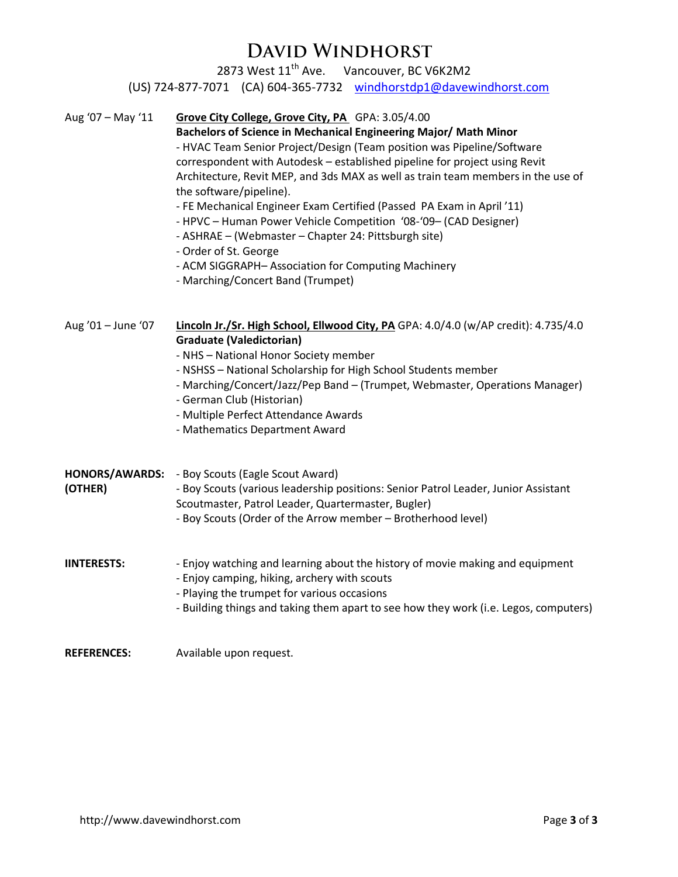# David Windhorst

2873 West 11th Ave. Vancouver, BC V6K2M2

(US) 724-877-7071 (CA) 604-365-7732 windhorstdp1@davewindhorst.com

Aug '07 – May '11

**Grove City College, Grove City, PA** GPA: 3.05/4.00

**Bachelors of Science in Mechanical Engineering Major/ Math Minor**

- HVAC Team Senior Project/Design (Team position was Pipeline/Software correspondent with Autodesk – established pipeline for project using Revit Architecture, Revit MEP, and 3ds MAX as well as train team members in the use of the software/pipeline).
- FE Mechanical Engineer Exam Certified (Passed PA Exam in April '11)
- HPVC – Human Power Vehicle Competition '08-'09– (CAD Designer)
- ASHRAE – (Webmaster – Chapter 24: Pittsburgh site)
- Order of St. George
- ACM SIGGRAPH– Association for Computing Machinery
- Marching/Concert Band (Trumpet)

Aug '01 – June '07

**Lincoln Jr./Sr. High School, Ellwood City, PA** GPA: 4.0/4.0 (w/AP credit): 4.735/4.0

**Graduate (Valedictorian)**

- NHS – National Honor Society member
- NSHSS – National Scholarship for High School Students member
- Marching/Concert/Jazz/Pep Band – (Trumpet, Webmaster, Operations Manager)
- German Club (Historian)
- Multiple Perfect Attendance Awards
- Mathematics Department Award

**HONORS/AWARDS: (OTHER)**

- Boy Scouts (Eagle Scout Award)
- Boy Scouts (various leadership positions: Senior Patrol Leader, Junior Assistant Scoutmaster, Patrol Leader, Quartermaster, Bugler)
- Boy Scouts (Order of the Arrow member – Brotherhood level)

**IINTERESTS:**

- Enjoy watching and learning about the history of movie making and equipment
- Enjoy camping, hiking, archery with scouts
- Playing the trumpet for various occasions
- Building things and taking them apart to see how they work (i.e. Legos, computers)

**REFERENCES:** Available upon request.

http://www.davewindhorst.com